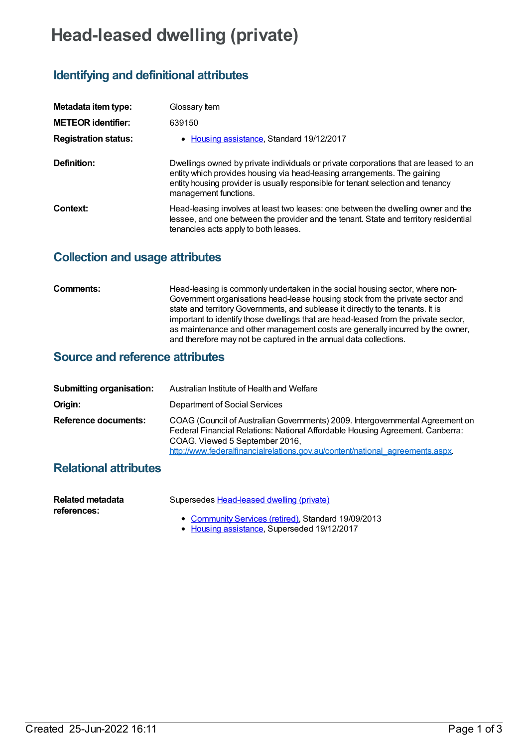# Head-leased dwelling (private)

## Identifying and definitional attributes

**Metadata item type:** Glossary Item

**METEOR identifier:** 639150

**Registration status:**

- Housing assistance, Standard 19/12/2017

**Definition:** Dwellings owned by private individuals or private corporations that are leased to an entity which provides housing via head-leasing arrangements. The gaining entity housing provider is usually responsible for tenant selection and tenancy management functions.

**Context:** Head-leasing involves at least two leases: one between the dwelling owner and the lessee, and one between the provider and the tenant. State and territory residential tenancies acts apply to both leases.

## Collection and usage attributes

**Comments:** Head-leasing is commonly undertaken in the social housing sector, where non-Government organisations head-lease housing stock from the private sector and state and territory Governments, and sublease it directly to the tenants. It is important to identify those dwellings that are head-leased from the private sector, as maintenance and other management costs are generally incurred by the owner, and therefore may not be captured in the annual data collections.

## Source and reference attributes

**Submitting organisation:** Australian Institute of Health and Welfare

**Origin:** Department of Social Services

**Reference documents:** COAG (Council of Australian Governments) 2009. Intergovernmental Agreement on Federal Financial Relations: National Affordable Housing Agreement. Canberra: COAG. Viewed 5 September 2016, http://www.federalfinancialrelations.gov.au/content/national_agreements.aspx.

## Relational attributes

**Related metadata references:** Supersedes Head-leased dwelling (private)

- Community Services (retired), Standard 19/09/2013
- Housing assistance, Superseded 19/12/2017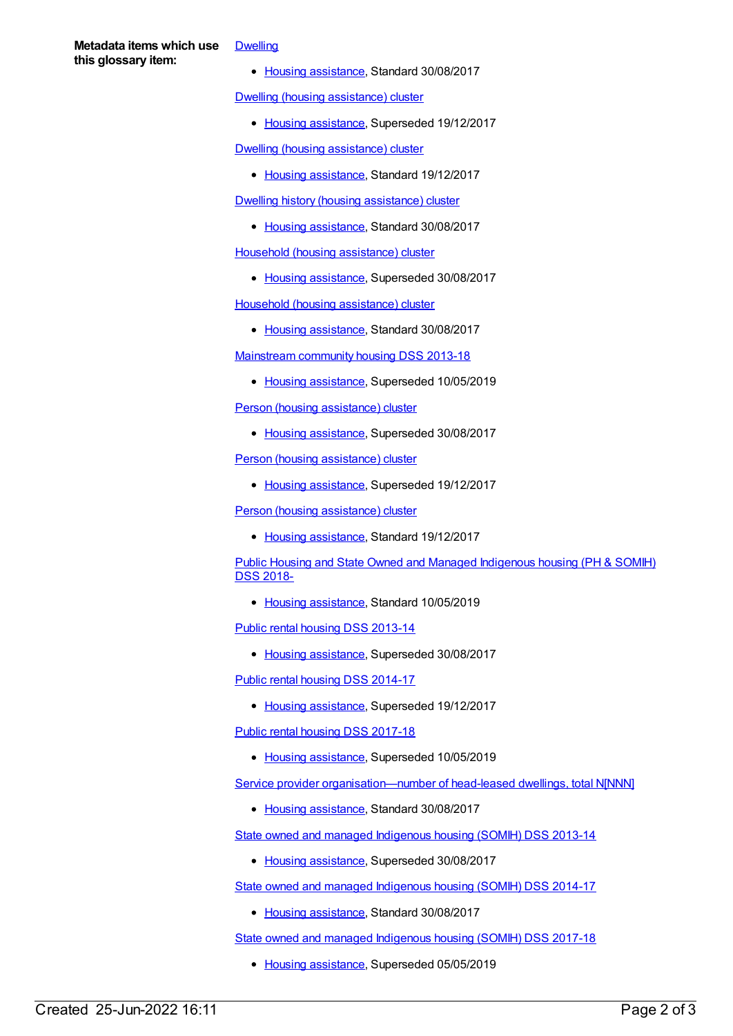**Metadata items which use this glossary item:**

Dwelling

- Housing assistance, Standard 30/08/2017

Dwelling (housing assistance) cluster

- Housing assistance, Superseded 19/12/2017

Dwelling (housing assistance) cluster

- Housing assistance, Standard 19/12/2017

Dwelling history (housing assistance) cluster

- Housing assistance, Standard 30/08/2017

Household (housing assistance) cluster

- Housing assistance, Superseded 30/08/2017

Household (housing assistance) cluster

- Housing assistance, Standard 30/08/2017

Mainstream community housing DSS 2013-18

- Housing assistance, Superseded 10/05/2019

Person (housing assistance) cluster

- Housing assistance, Superseded 30/08/2017

Person (housing assistance) cluster

- Housing assistance, Superseded 19/12/2017

Person (housing assistance) cluster

- Housing assistance, Standard 19/12/2017

Public Housing and State Owned and Managed Indigenous housing (PH & SOMIH) DSS 2018-

- Housing assistance, Standard 10/05/2019

Public rental housing DSS 2013-14

- Housing assistance, Superseded 30/08/2017

Public rental housing DSS 2014-17

- Housing assistance, Superseded 19/12/2017

Public rental housing DSS 2017-18

- Housing assistance, Superseded 10/05/2019

Service provider organisation—number of head-leased dwellings, total N[NNN]

- Housing assistance, Standard 30/08/2017

State owned and managed Indigenous housing (SOMIH) DSS 2013-14

- Housing assistance, Superseded 30/08/2017

State owned and managed Indigenous housing (SOMIH) DSS 2014-17

- Housing assistance, Standard 30/08/2017

State owned and managed Indigenous housing (SOMIH) DSS 2017-18

- Housing assistance, Superseded 05/05/2019